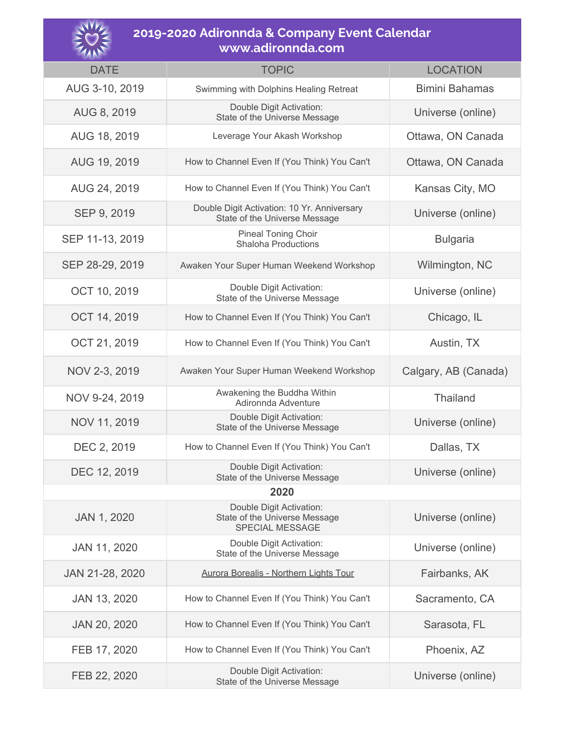# 2019-2020 Adironnda & Company Event Calendar
## www.adironnda.com

| DATE | TOPIC | LOCATION |
|---|---|---|
| AUG 3-10, 2019 | Swimming with Dolphins Healing Retreat | Bimini Bahamas |
| AUG 8, 2019 | Double Digit Activation: State of the Universe Message | Universe (online) |
| AUG 18, 2019 | Leverage Your Akash Workshop | Ottawa, ON Canada |
| AUG 19, 2019 | How to Channel Even If (You Think) You Can't | Ottawa, ON Canada |
| AUG 24, 2019 | How to Channel Even If (You Think) You Can't | Kansas City, MO |
| SEP 9, 2019 | Double Digit Activation: 10 Yr. Anniversary State of the Universe Message | Universe (online) |
| SEP 11-13, 2019 | Pineal Toning Choir Shaloha Productions | Bulgaria |
| SEP 28-29, 2019 | Awaken Your Super Human Weekend Workshop | Wilmington, NC |
| OCT 10, 2019 | Double Digit Activation: State of the Universe Message | Universe (online) |
| OCT 14, 2019 | How to Channel Even If (You Think) You Can't | Chicago, IL |
| OCT 21, 2019 | How to Channel Even If (You Think) You Can't | Austin, TX |
| NOV 2-3, 2019 | Awaken Your Super Human Weekend Workshop | Calgary, AB (Canada) |
| NOV 9-24, 2019 | Awakening the Buddha Within Adironnda Adventure | Thailand |
| NOV 11, 2019 | Double Digit Activation: State of the Universe Message | Universe (online) |
| DEC 2, 2019 | How to Channel Even If (You Think) You Can't | Dallas, TX |
| DEC 12, 2019 | Double Digit Activation: State of the Universe Message | Universe (online) |
| **2020** | | |
| JAN 1, 2020 | Double Digit Activation: State of the Universe Message SPECIAL MESSAGE | Universe (online) |
| JAN 11, 2020 | Double Digit Activation: State of the Universe Message | Universe (online) |
| JAN 21-28, 2020 | Aurora Borealis - Northern Lights Tour | Fairbanks, AK |
| JAN 13, 2020 | How to Channel Even If (You Think) You Can't | Sacramento, CA |
| JAN 20, 2020 | How to Channel Even If (You Think) You Can't | Sarasota, FL |
| FEB 17, 2020 | How to Channel Even If (You Think) You Can't | Phoenix, AZ |
| FEB 22, 2020 | Double Digit Activation: State of the Universe Message | Universe (online) |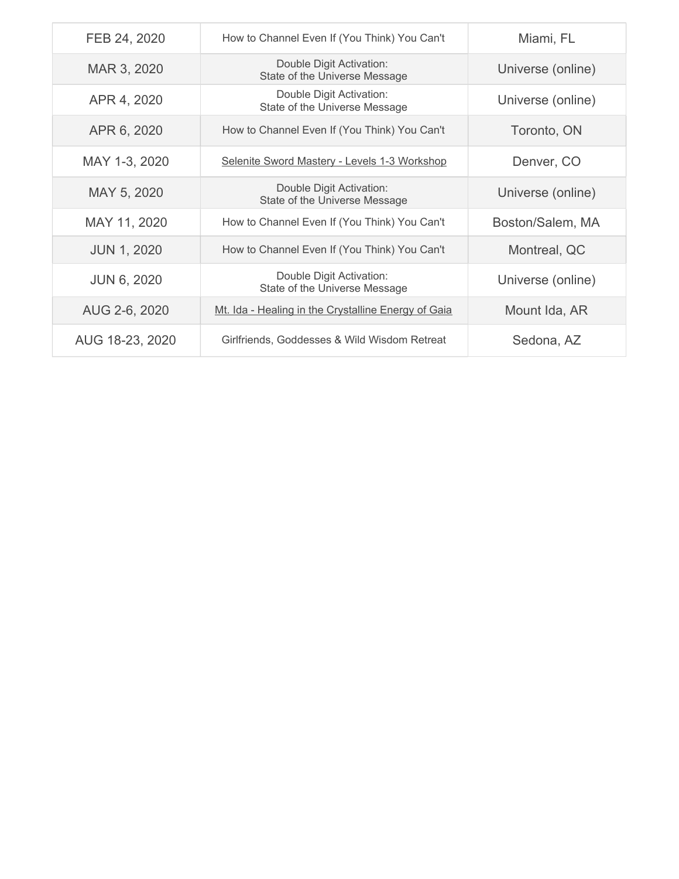| | | |
|---|---|---|
| FEB 24, 2020 | How to Channel Even If (You Think) You Can't | Miami, FL |
| MAR 3, 2020 | Double Digit Activation: State of the Universe Message | Universe (online) |
| APR 4, 2020 | Double Digit Activation: State of the Universe Message | Universe (online) |
| APR 6, 2020 | How to Channel Even If (You Think) You Can't | Toronto, ON |
| MAY 1-3, 2020 | Selenite Sword Mastery - Levels 1-3 Workshop | Denver, CO |
| MAY 5, 2020 | Double Digit Activation: State of the Universe Message | Universe (online) |
| MAY 11, 2020 | How to Channel Even If (You Think) You Can't | Boston/Salem, MA |
| JUN 1, 2020 | How to Channel Even If (You Think) You Can't | Montreal, QC |
| JUN 6, 2020 | Double Digit Activation: State of the Universe Message | Universe (online) |
| AUG 2-6, 2020 | Mt. Ida - Healing in the Crystalline Energy of Gaia | Mount Ida, AR |
| AUG 18-23, 2020 | Girlfriends, Goddesses & Wild Wisdom Retreat | Sedona, AZ |